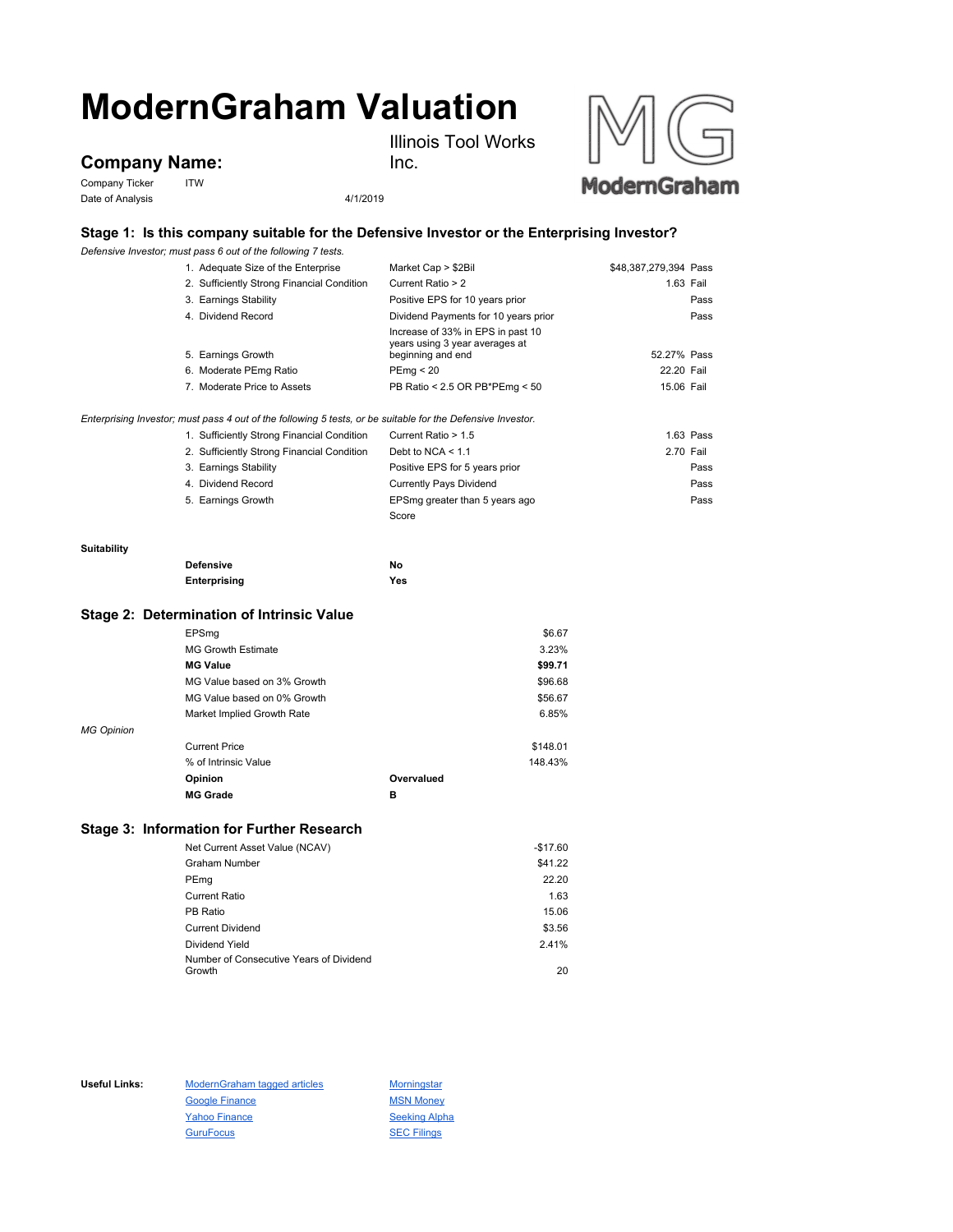# ModernGraham Valuation

## Company Name: Illinois Tool Works Inc.

Company Ticker: ITW

Date of Analysis: 4/1/2019

### Stage 1: Is this company suitable for the Defensive Investor or the Enterprising Investor?

*Defensive Investor; must pass 6 out of the following 7 tests.*

| Test | Criterion | Value | Result |
|---|---|---|---|
| 1. Adequate Size of the Enterprise | Market Cap > $2Bil | $48,387,279,394 | Pass |
| 2. Sufficiently Strong Financial Condition | Current Ratio > 2 | 1.63 | Fail |
| 3. Earnings Stability | Positive EPS for 10 years prior | | Pass |
| 4. Dividend Record | Dividend Payments for 10 years prior | | Pass |
| 5. Earnings Growth | Increase of 33% in EPS in past 10 years using 3 year averages at beginning and end | 52.27% | Pass |
| 6. Moderate PEmg Ratio | PEmg < 20 | 22.20 | Fail |
| 7. Moderate Price to Assets | PB Ratio < 2.5 OR PB*PEmg < 50 | 15.06 | Fail |

*Enterprising Investor; must pass 4 out of the following 5 tests, or be suitable for the Defensive Investor.*

| Test | Criterion | Value | Result |
|---|---|---|---|
| 1. Sufficiently Strong Financial Condition | Current Ratio > 1.5 | 1.63 | Pass |
| 2. Sufficiently Strong Financial Condition | Debt to NCA < 1.1 | 2.70 | Fail |
| 3. Earnings Stability | Positive EPS for 5 years prior | | Pass |
| 4. Dividend Record | Currently Pays Dividend | | Pass |
| 5. Earnings Growth | EPSmg greater than 5 years ago | | Pass |
| | Score | | |

**Suitability**

| | |
|---|---|
| **Defensive** | **No** |
| **Enterprising** | **Yes** |

### Stage 2: Determination of Intrinsic Value

| | |
|---|---|
| EPSmg | $6.67 |
| MG Growth Estimate | 3.23% |
| **MG Value** | **$99.71** |
| MG Value based on 3% Growth | $96.68 |
| MG Value based on 0% Growth | $56.67 |
| Market Implied Growth Rate | 6.85% |

*MG Opinion*

| | |
|---|---|
| Current Price | $148.01 |
| % of Intrinsic Value | 148.43% |
| **Opinion** | **Overvalued** |
| **MG Grade** | **B** |

### Stage 3: Information for Further Research

| | |
|---|---|
| Net Current Asset Value (NCAV) | -$17.60 |
| Graham Number | $41.22 |
| PEmg | 22.20 |
| Current Ratio | 1.63 |
| PB Ratio | 15.06 |
| Current Dividend | $3.56 |
| Dividend Yield | 2.41% |
| Number of Consecutive Years of Dividend Growth | 20 |

**Useful Links:**

- ModernGraham tagged articles
- Google Finance
- Yahoo Finance
- GuruFocus
- Morningstar
- MSN Money
- Seeking Alpha
- SEC Filings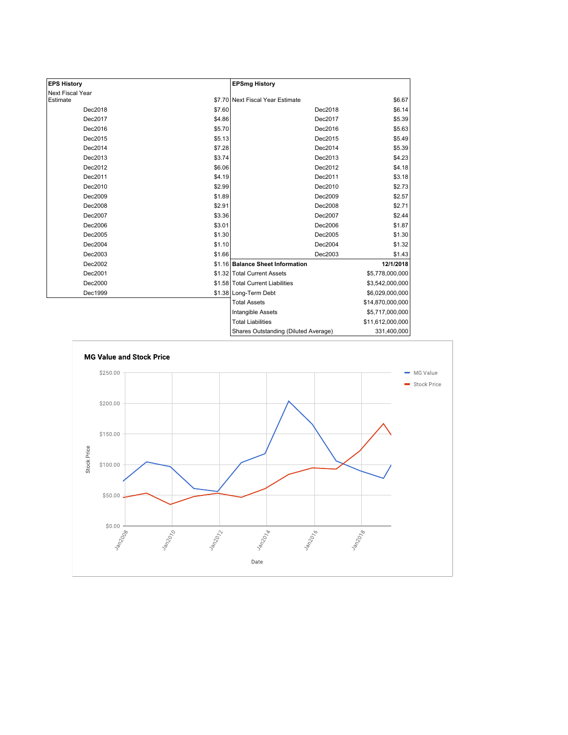| EPS History | |
|---|---|
| Next Fiscal Year Estimate | $7.70 |
| Dec2018 | $7.60 |
| Dec2017 | $4.86 |
| Dec2016 | $5.70 |
| Dec2015 | $5.13 |
| Dec2014 | $7.28 |
| Dec2013 | $3.74 |
| Dec2012 | $6.06 |
| Dec2011 | $4.19 |
| Dec2010 | $2.99 |
| Dec2009 | $1.89 |
| Dec2008 | $2.91 |
| Dec2007 | $3.36 |
| Dec2006 | $3.01 |
| Dec2005 | $1.30 |
| Dec2004 | $1.10 |
| Dec2003 | $1.66 |
| Dec2002 | $1.16 |
| Dec2001 | $1.32 |
| Dec2000 | $1.58 |
| Dec1999 | $1.38 |

| EPSmg History | |
|---|---|
| Next Fiscal Year Estimate | $6.67 |
| Dec2018 | $6.14 |
| Dec2017 | $5.39 |
| Dec2016 | $5.63 |
| Dec2015 | $5.49 |
| Dec2014 | $5.39 |
| Dec2013 | $4.23 |
| Dec2012 | $4.18 |
| Dec2011 | $3.18 |
| Dec2010 | $2.73 |
| Dec2009 | $2.57 |
| Dec2008 | $2.71 |
| Dec2007 | $2.44 |
| Dec2006 | $1.87 |
| Dec2005 | $1.30 |
| Dec2004 | $1.32 |
| Dec2003 | $1.43 |

| Balance Sheet Information | 12/1/2018 |
|---|---|
| Total Current Assets | $5,778,000,000 |
| Total Current Liabilities | $3,542,000,000 |
| Long-Term Debt | $6,029,000,000 |
| Total Assets | $14,870,000,000 |
| Intangible Assets | $5,717,000,000 |
| Total Liabilities | $11,612,000,000 |
| Shares Outstanding (Diluted Average) | 331,400,000 |

**MG Value and Stock Price**

Legend: MG Value, Stock Price

Y-axis: Stock Price ($0.00 – $250.00); X-axis: Date (Jan2008 – Jan2018)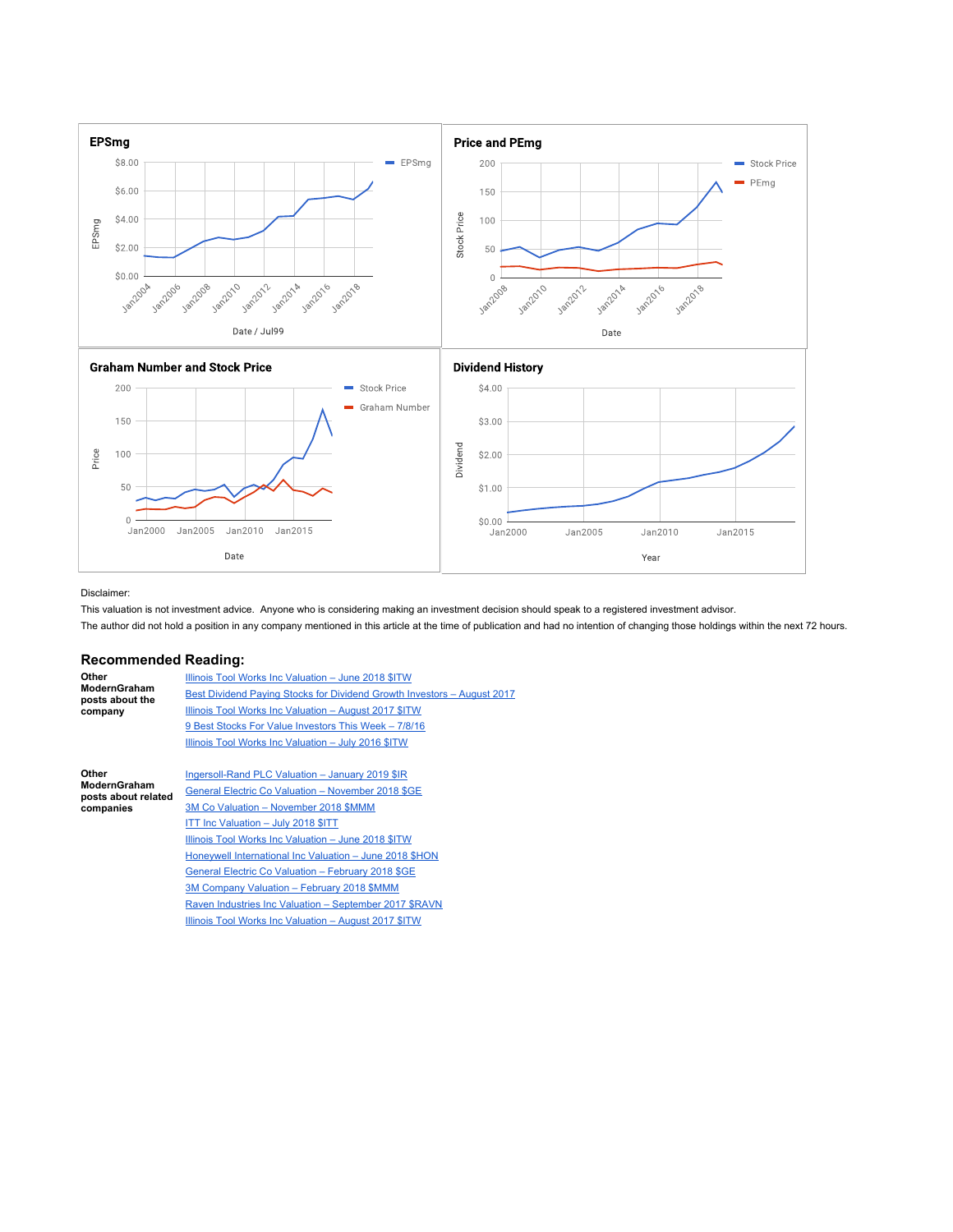EPSmg

$8.00
$6.00
$4.00
$2.00
$0.00

EPSmg

Jan2004 Jan2006 Jan2008 Jan2010 Jan2012 Jan2014 Jan2016 Jan2018

Date / Jul99

Price and PEmg

200
150
100
50
0

Stock Price

Stock Price
PEmg

Jan2008 Jan2010 Jan2012 Jan2014 Jan2016 Jan2018

Date

Graham Number and Stock Price

200
150
100
50
0

Price

Stock Price
Graham Number

Jan2000 Jan2005 Jan2010 Jan2015

Date

Dividend History

$4.00
$3.00
$2.00
$1.00
$0.00

Dividend

Jan2000 Jan2005 Jan2010 Jan2015

Year

Disclaimer:

This valuation is not investment advice. Anyone who is considering making an investment decision should speak to a registered investment advisor.

The author did not hold a position in any company mentioned in this article at the time of publication and had no intention of changing those holdings within the next 72 hours.

## Recommended Reading:

**Other ModernGraham posts about the company**

- Illinois Tool Works Inc Valuation – June 2018 $ITW
- Best Dividend Paying Stocks for Dividend Growth Investors – August 2017
- Illinois Tool Works Inc Valuation – August 2017 $ITW
- 9 Best Stocks For Value Investors This Week – 7/8/16
- Illinois Tool Works Inc Valuation – July 2016 $ITW

**Other ModernGraham posts about related companies**

- Ingersoll-Rand PLC Valuation – January 2019 $IR
- General Electric Co Valuation – November 2018 $GE
- 3M Co Valuation – November 2018 $MMM
- ITT Inc Valuation – July 2018 $ITT
- Illinois Tool Works Inc Valuation – June 2018 $ITW
- Honeywell International Inc Valuation – June 2018 $HON
- General Electric Co Valuation – February 2018 $GE
- 3M Company Valuation – February 2018 $MMM
- Raven Industries Inc Valuation – September 2017 $RAVN
- Illinois Tool Works Inc Valuation – August 2017 $ITW